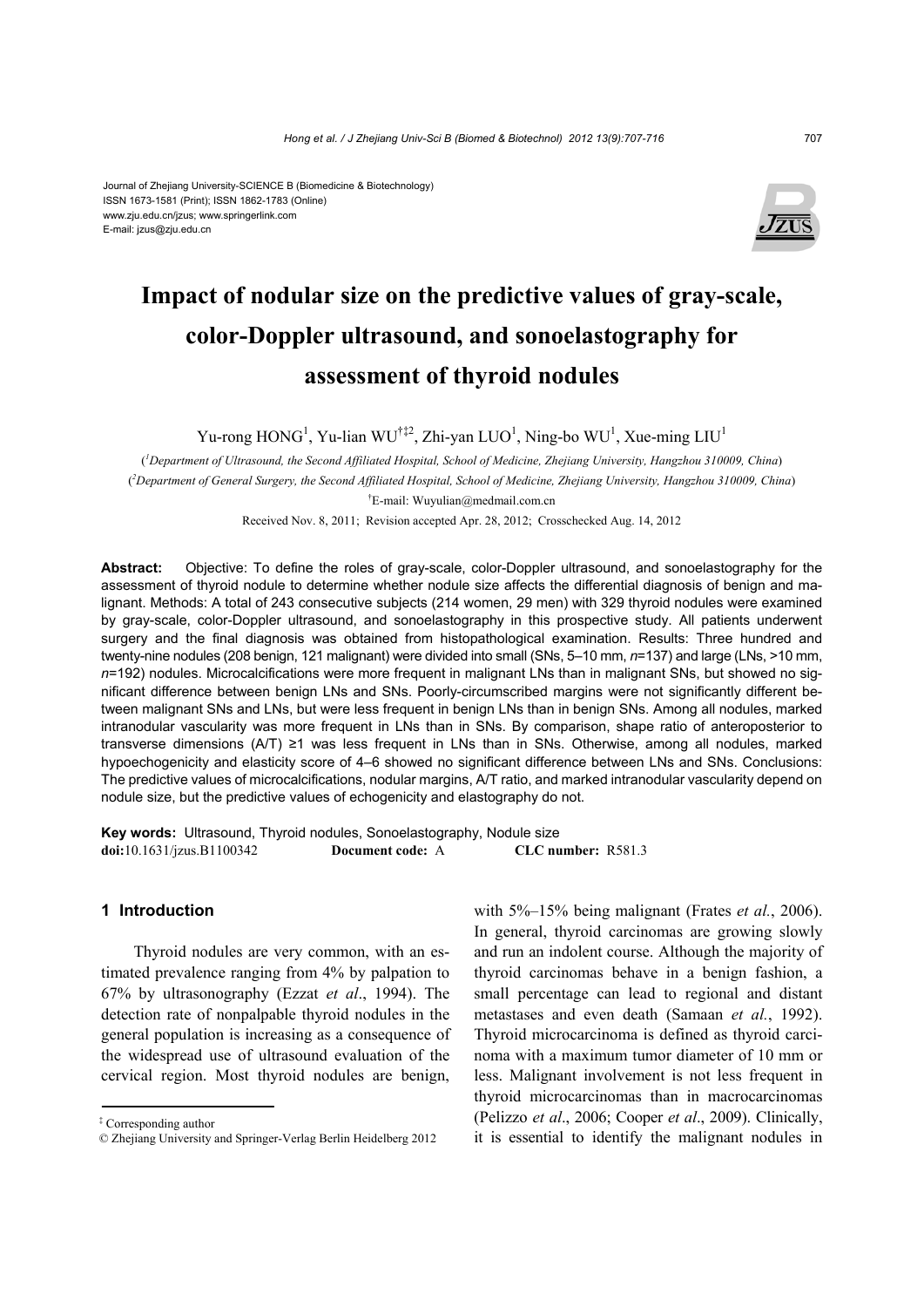Journal of Zhejiang University-SCIENCE B (Biomedicine & Biotechnology)
ISSN 1673-1581 (Print); ISSN 1862-1783 (Online)
www.zju.edu.cn/jzus; www.springerlink.com
E-mail: jzus@zju.edu.cn

# Impact of nodular size on the predictive values of gray-scale, color-Doppler ultrasound, and sonoelastography for assessment of thyroid nodules

Yu-rong HONG[1], Yu-lian WU[†‡2], Zhi-yan LUO[1], Ning-bo WU[1], Xue-ming LIU[1]

([1]*Department of Ultrasound, the Second Affiliated Hospital, School of Medicine, Zhejiang University, Hangzhou 310009, China*)

([2]*Department of General Surgery, the Second Affiliated Hospital, School of Medicine, Zhejiang University, Hangzhou 310009, China*)

[†]E-mail: Wuyulian@medmail.com.cn

Received Nov. 8, 2011; Revision accepted Apr. 28, 2012; Crosschecked Aug. 14, 2012

**Abstract:** Objective: To define the roles of gray-scale, color-Doppler ultrasound, and sonoelastography for the assessment of thyroid nodule to determine whether nodule size affects the differential diagnosis of benign and malignant. Methods: A total of 243 consecutive subjects (214 women, 29 men) with 329 thyroid nodules were examined by gray-scale, color-Doppler ultrasound, and sonoelastography in this prospective study. All patients underwent surgery and the final diagnosis was obtained from histopathological examination. Results: Three hundred and twenty-nine nodules (208 benign, 121 malignant) were divided into small (SNs, 5–10 mm, $n$=137) and large (LNs, >10 mm, $n$=192) nodules. Microcalcifications were more frequent in malignant LNs than in malignant SNs, but showed no significant difference between benign LNs and SNs. Poorly-circumscribed margins were not significantly different between malignant SNs and LNs, but were less frequent in benign LNs than in benign SNs. Among all nodules, marked intranodular vascularity was more frequent in LNs than in SNs. By comparison, shape ratio of anteroposterior to transverse dimensions (A/T) ≥1 was less frequent in LNs than in SNs. Otherwise, among all nodules, marked hypoechogenicity and elasticity score of 4–6 showed no significant difference between LNs and SNs. Conclusions: The predictive values of microcalcifications, nodular margins, A/T ratio, and marked intranodular vascularity depend on nodule size, but the predictive values of echogenicity and elastography do not.

**Key words:** Ultrasound, Thyroid nodules, Sonoelastography, Nodule size
**doi:**10.1631/jzus.B1100342 **Document code:** A **CLC number:** R581.3

## 1 Introduction

Thyroid nodules are very common, with an estimated prevalence ranging from 4% by palpation to 67% by ultrasonography (Ezzat *et al*., 1994). The detection rate of nonpalpable thyroid nodules in the general population is increasing as a consequence of the widespread use of ultrasound evaluation of the cervical region. Most thyroid nodules are benign, with 5%–15% being malignant (Frates *et al.*, 2006). In general, thyroid carcinomas are growing slowly and run an indolent course. Although the majority of thyroid carcinomas behave in a benign fashion, a small percentage can lead to regional and distant metastases and even death (Samaan *et al.*, 1992). Thyroid microcarcinoma is defined as thyroid carcinoma with a maximum tumor diameter of 10 mm or less. Malignant involvement is not less frequent in thyroid microcarcinomas than in macrocarcinomas (Pelizzo *et al*., 2006; Cooper *et al*., 2009). Clinically, it is essential to identify the malignant nodules in

[‡] Corresponding author
© Zhejiang University and Springer-Verlag Berlin Heidelberg 2012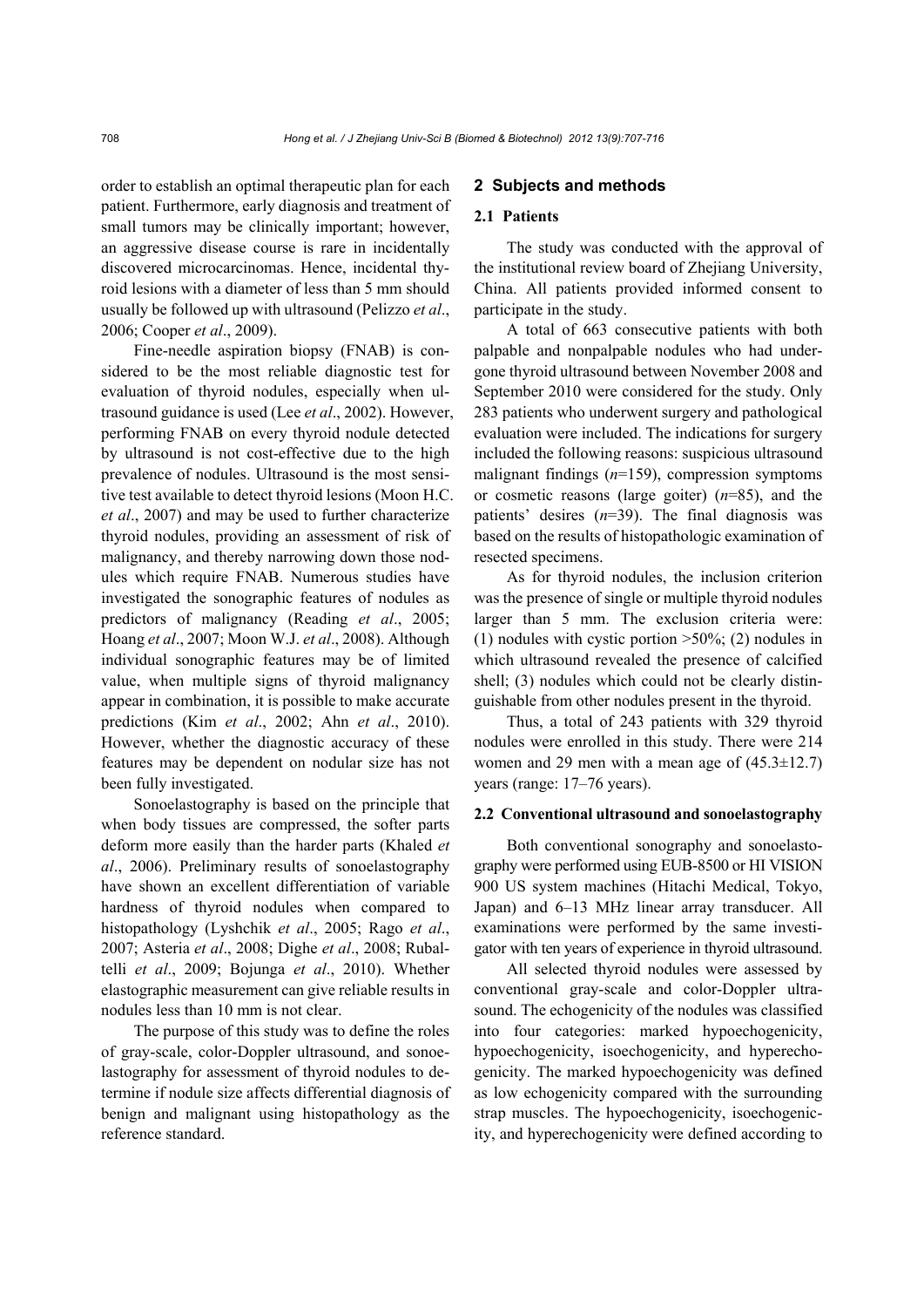order to establish an optimal therapeutic plan for each patient. Furthermore, early diagnosis and treatment of small tumors may be clinically important; however, an aggressive disease course is rare in incidentally discovered microcarcinomas. Hence, incidental thyroid lesions with a diameter of less than 5 mm should usually be followed up with ultrasound (Pelizzo *et al*., 2006; Cooper *et al*., 2009).

Fine-needle aspiration biopsy (FNAB) is considered to be the most reliable diagnostic test for evaluation of thyroid nodules, especially when ultrasound guidance is used (Lee *et al*., 2002). However, performing FNAB on every thyroid nodule detected by ultrasound is not cost-effective due to the high prevalence of nodules. Ultrasound is the most sensitive test available to detect thyroid lesions (Moon H.C. *et al*., 2007) and may be used to further characterize thyroid nodules, providing an assessment of risk of malignancy, and thereby narrowing down those nodules which require FNAB. Numerous studies have investigated the sonographic features of nodules as predictors of malignancy (Reading *et al*., 2005; Hoang *et al*., 2007; Moon W.J. *et al*., 2008). Although individual sonographic features may be of limited value, when multiple signs of thyroid malignancy appear in combination, it is possible to make accurate predictions (Kim *et al*., 2002; Ahn *et al*., 2010). However, whether the diagnostic accuracy of these features may be dependent on nodular size has not been fully investigated.

Sonoelastography is based on the principle that when body tissues are compressed, the softer parts deform more easily than the harder parts (Khaled *et al*., 2006). Preliminary results of sonoelastography have shown an excellent differentiation of variable hardness of thyroid nodules when compared to histopathology (Lyshchik *et al*., 2005; Rago *et al*., 2007; Asteria *et al*., 2008; Dighe *et al*., 2008; Rubaltelli *et al*., 2009; Bojunga *et al*., 2010). Whether elastographic measurement can give reliable results in nodules less than 10 mm is not clear.

The purpose of this study was to define the roles of gray-scale, color-Doppler ultrasound, and sonoelastography for assessment of thyroid nodules to determine if nodule size affects differential diagnosis of benign and malignant using histopathology as the reference standard.

## 2 Subjects and methods

### 2.1 Patients

The study was conducted with the approval of the institutional review board of Zhejiang University, China. All patients provided informed consent to participate in the study.

A total of 663 consecutive patients with both palpable and nonpalpable nodules who had undergone thyroid ultrasound between November 2008 and September 2010 were considered for the study. Only 283 patients who underwent surgery and pathological evaluation were included. The indications for surgery included the following reasons: suspicious ultrasound malignant findings ($n$=159), compression symptoms or cosmetic reasons (large goiter) ($n$=85), and the patients' desires ($n$=39). The final diagnosis was based on the results of histopathologic examination of resected specimens.

As for thyroid nodules, the inclusion criterion was the presence of single or multiple thyroid nodules larger than 5 mm. The exclusion criteria were: (1) nodules with cystic portion >50%; (2) nodules in which ultrasound revealed the presence of calcified shell; (3) nodules which could not be clearly distinguishable from other nodules present in the thyroid.

Thus, a total of 243 patients with 329 thyroid nodules were enrolled in this study. There were 214 women and 29 men with a mean age of (45.3±12.7) years (range: 17–76 years).

### 2.2 Conventional ultrasound and sonoelastography

Both conventional sonography and sonoelastography were performed using EUB-8500 or HI VISION 900 US system machines (Hitachi Medical, Tokyo, Japan) and 6–13 MHz linear array transducer. All examinations were performed by the same investigator with ten years of experience in thyroid ultrasound.

All selected thyroid nodules were assessed by conventional gray-scale and color-Doppler ultrasound. The echogenicity of the nodules was classified into four categories: marked hypoechogenicity, hypoechogenicity, isoechogenicity, and hyperechogenicity. The marked hypoechogenicity was defined as low echogenicity compared with the surrounding strap muscles. The hypoechogenicity, isoechogenicity, and hyperechogenicity were defined according to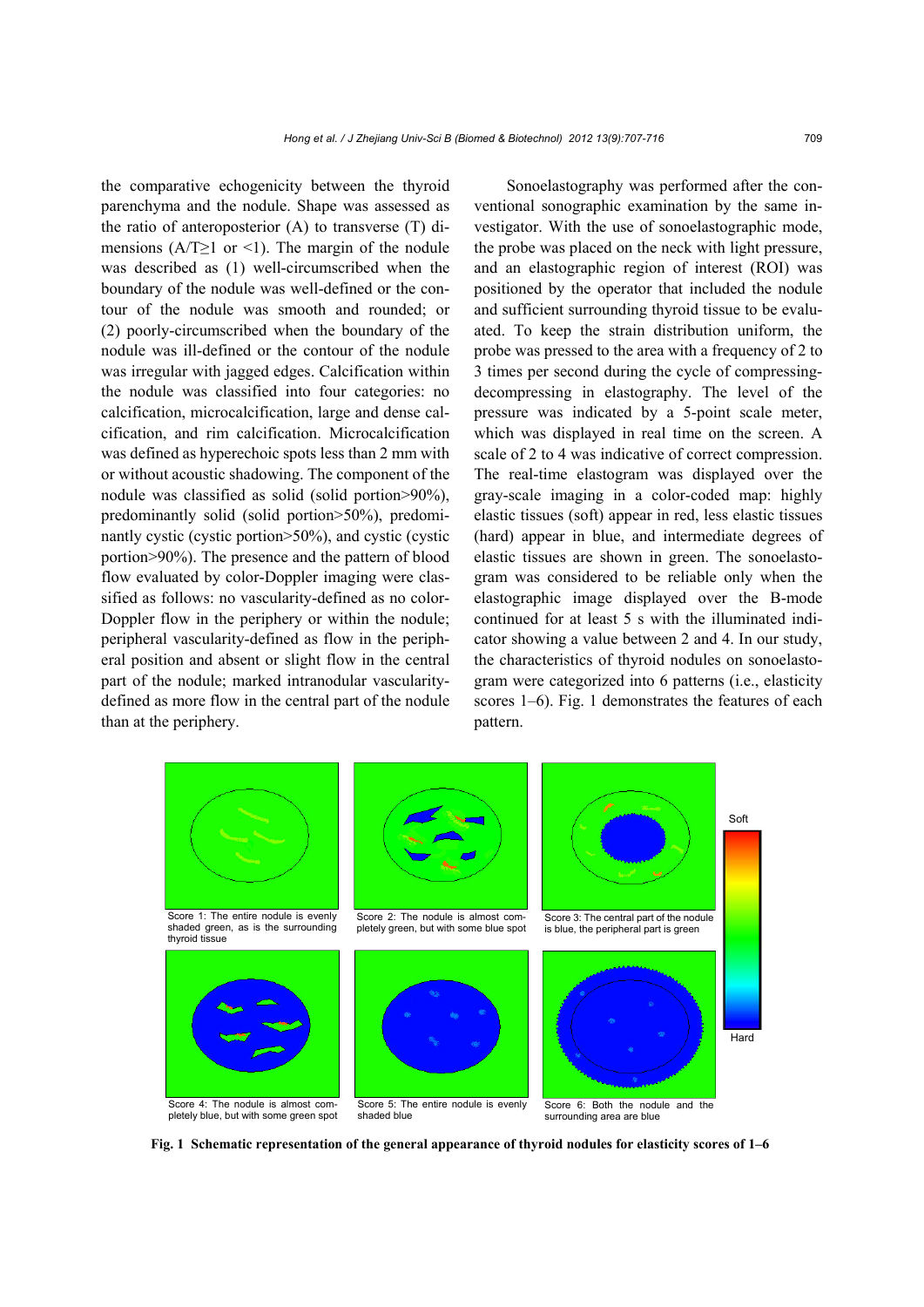the comparative echogenicity between the thyroid parenchyma and the nodule. Shape was assessed as the ratio of anteroposterior (A) to transverse (T) dimensions (A/T≥1 or <1). The margin of the nodule was described as (1) well-circumscribed when the boundary of the nodule was well-defined or the contour of the nodule was smooth and rounded; or (2) poorly-circumscribed when the boundary of the nodule was ill-defined or the contour of the nodule was irregular with jagged edges. Calcification within the nodule was classified into four categories: no calcification, microcalcification, large and dense calcification, and rim calcification. Microcalcification was defined as hyperechoic spots less than 2 mm with or without acoustic shadowing. The component of the nodule was classified as solid (solid portion>90%), predominantly solid (solid portion>50%), predominantly cystic (cystic portion>50%), and cystic (cystic portion>90%). The presence and the pattern of blood flow evaluated by color-Doppler imaging were classified as follows: no vascularity-defined as no color-Doppler flow in the periphery or within the nodule; peripheral vascularity-defined as flow in the peripheral position and absent or slight flow in the central part of the nodule; marked intranodular vascularity-defined as more flow in the central part of the nodule than at the periphery.

Sonoelastography was performed after the conventional sonographic examination by the same investigator. With the use of sonoelastographic mode, the probe was placed on the neck with light pressure, and an elastographic region of interest (ROI) was positioned by the operator that included the nodule and sufficient surrounding thyroid tissue to be evaluated. To keep the strain distribution uniform, the probe was pressed to the area with a frequency of 2 to 3 times per second during the cycle of compressing-decompressing in elastography. The level of the pressure was indicated by a 5-point scale meter, which was displayed in real time on the screen. A scale of 2 to 4 was indicative of correct compression. The real-time elastogram was displayed over the gray-scale imaging in a color-coded map: highly elastic tissues (soft) appear in red, less elastic tissues (hard) appear in blue, and intermediate degrees of elastic tissues are shown in green. The sonoelastogram was considered to be reliable only when the elastographic image displayed over the B-mode continued for at least 5 s with the illuminated indicator showing a value between 2 and 4. In our study, the characteristics of thyroid nodules on sonoelastogram were categorized into 6 patterns (i.e., elasticity scores 1–6). Fig. 1 demonstrates the features of each pattern.

Score 1: The entire nodule is evenly shaded green, as is the surrounding thyroid tissue

Score 2: The nodule is almost completely green, but with some blue spot

Score 3: The central part of the nodule is blue, the peripheral part is green

Score 4: The nodule is almost completely blue, but with some green spot

Score 5: The entire nodule is evenly shaded blue

Score 6: Both the nodule and the surrounding area are blue

Soft

Hard

**Fig. 1 Schematic representation of the general appearance of thyroid nodules for elasticity scores of 1–6**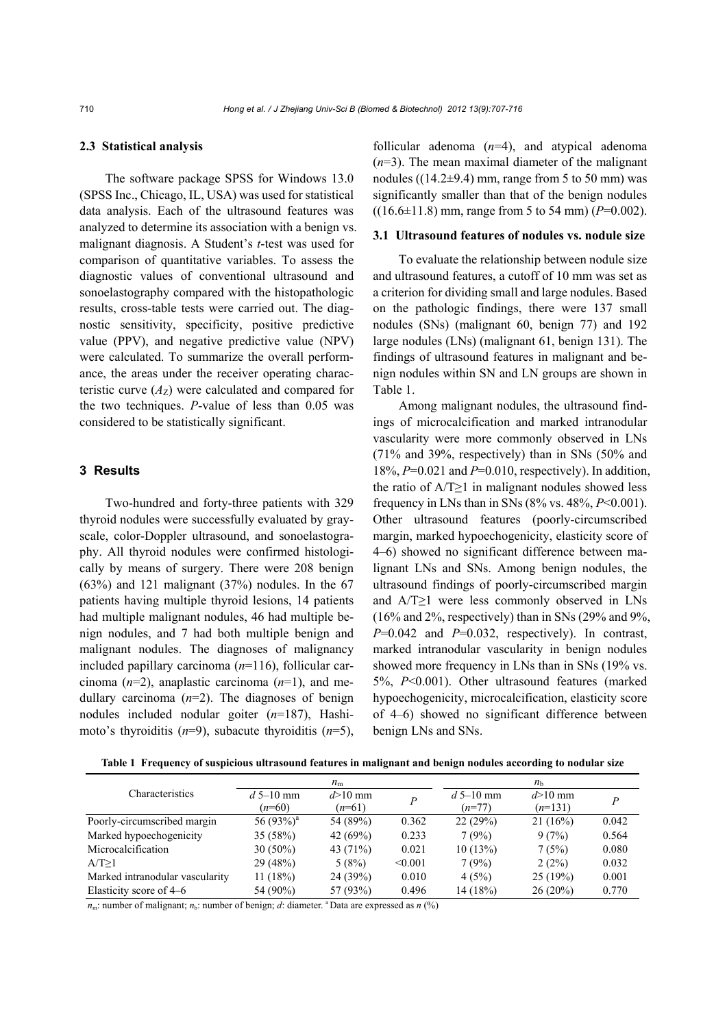### 2.3 Statistical analysis

The software package SPSS for Windows 13.0 (SPSS Inc., Chicago, IL, USA) was used for statistical data analysis. Each of the ultrasound features was analyzed to determine its association with a benign vs. malignant diagnosis. A Student's *t*-test was used for comparison of quantitative variables. To assess the diagnostic values of conventional ultrasound and sonoelastography compared with the histopathologic results, cross-table tests were carried out. The diagnostic sensitivity, specificity, positive predictive value (PPV), and negative predictive value (NPV) were calculated. To summarize the overall performance, the areas under the receiver operating characteristic curve ($A_Z$) were calculated and compared for the two techniques. *P*-value of less than 0.05 was considered to be statistically significant.

## 3 Results

Two-hundred and forty-three patients with 329 thyroid nodules were successfully evaluated by gray-scale, color-Doppler ultrasound, and sonoelastography. All thyroid nodules were confirmed histologically by means of surgery. There were 208 benign (63%) and 121 malignant (37%) nodules. In the 67 patients having multiple thyroid lesions, 14 patients had multiple malignant nodules, 46 had multiple benign nodules, and 7 had both multiple benign and malignant nodules. The diagnoses of malignancy included papillary carcinoma (*n*=116), follicular carcinoma (*n*=2), anaplastic carcinoma (*n*=1), and medullary carcinoma (*n*=2). The diagnoses of benign nodules included nodular goiter (*n*=187), Hashimoto's thyroiditis (*n*=9), subacute thyroiditis (*n*=5), follicular adenoma (*n*=4), and atypical adenoma (*n*=3). The mean maximal diameter of the malignant nodules ((14.2±9.4) mm, range from 5 to 50 mm) was significantly smaller than that of the benign nodules ((16.6±11.8) mm, range from 5 to 54 mm) (*P*=0.002).

### 3.1 Ultrasound features of nodules vs. nodule size

To evaluate the relationship between nodule size and ultrasound features, a cutoff of 10 mm was set as a criterion for dividing small and large nodules. Based on the pathologic findings, there were 137 small nodules (SNs) (malignant 60, benign 77) and 192 large nodules (LNs) (malignant 61, benign 131). The findings of ultrasound features in malignant and benign nodules within SN and LN groups are shown in Table 1.

Among malignant nodules, the ultrasound findings of microcalcification and marked intranodular vascularity were more commonly observed in LNs (71% and 39%, respectively) than in SNs (50% and 18%, *P*=0.021 and *P*=0.010, respectively). In addition, the ratio of A/T≥1 in malignant nodules showed less frequency in LNs than in SNs (8% vs. 48%, *P*<0.001). Other ultrasound features (poorly-circumscribed margin, marked hypoechogenicity, elasticity score of 4–6) showed no significant difference between malignant LNs and SNs. Among benign nodules, the ultrasound findings of poorly-circumscribed margin and A/T≥1 were less commonly observed in LNs (16% and 2%, respectively) than in SNs (29% and 9%, *P*=0.042 and *P*=0.032, respectively). In contrast, marked intranodular vascularity in benign nodules showed more frequency in LNs than in SNs (19% vs. 5%, *P*<0.001). Other ultrasound features (marked hypoechogenicity, microcalcification, elasticity score of 4–6) showed no significant difference between benign LNs and SNs.

**Table 1 Frequency of suspicious ultrasound features in malignant and benign nodules according to nodular size**

| Characteristics | $n_m$ | | | $n_b$ | | |
|---|---|---|---|---|---|---|
| | *d* 5–10 mm (*n*=60) | *d*>10 mm (*n*=61) | *P* | *d* 5–10 mm (*n*=77) | *d*>10 mm (*n*=131) | *P* |
| Poorly-circumscribed margin | 56 (93%)[a] | 54 (89%) | 0.362 | 22 (29%) | 21 (16%) | 0.042 |
| Marked hypoechogenicity | 35 (58%) | 42 (69%) | 0.233 | 7 (9%) | 9 (7%) | 0.564 |
| Microcalcification | 30 (50%) | 43 (71%) | 0.021 | 10 (13%) | 7 (5%) | 0.080 |
| A/T≥1 | 29 (48%) | 5 (8%) | <0.001 | 7 (9%) | 2 (2%) | 0.032 |
| Marked intranodular vascularity | 11 (18%) | 24 (39%) | 0.010 | 4 (5%) | 25 (19%) | 0.001 |
| Elasticity score of 4–6 | 54 (90%) | 57 (93%) | 0.496 | 14 (18%) | 26 (20%) | 0.770 |

$n_m$: number of malignant; $n_b$: number of benign; *d*: diameter. [a] Data are expressed as *n* (%)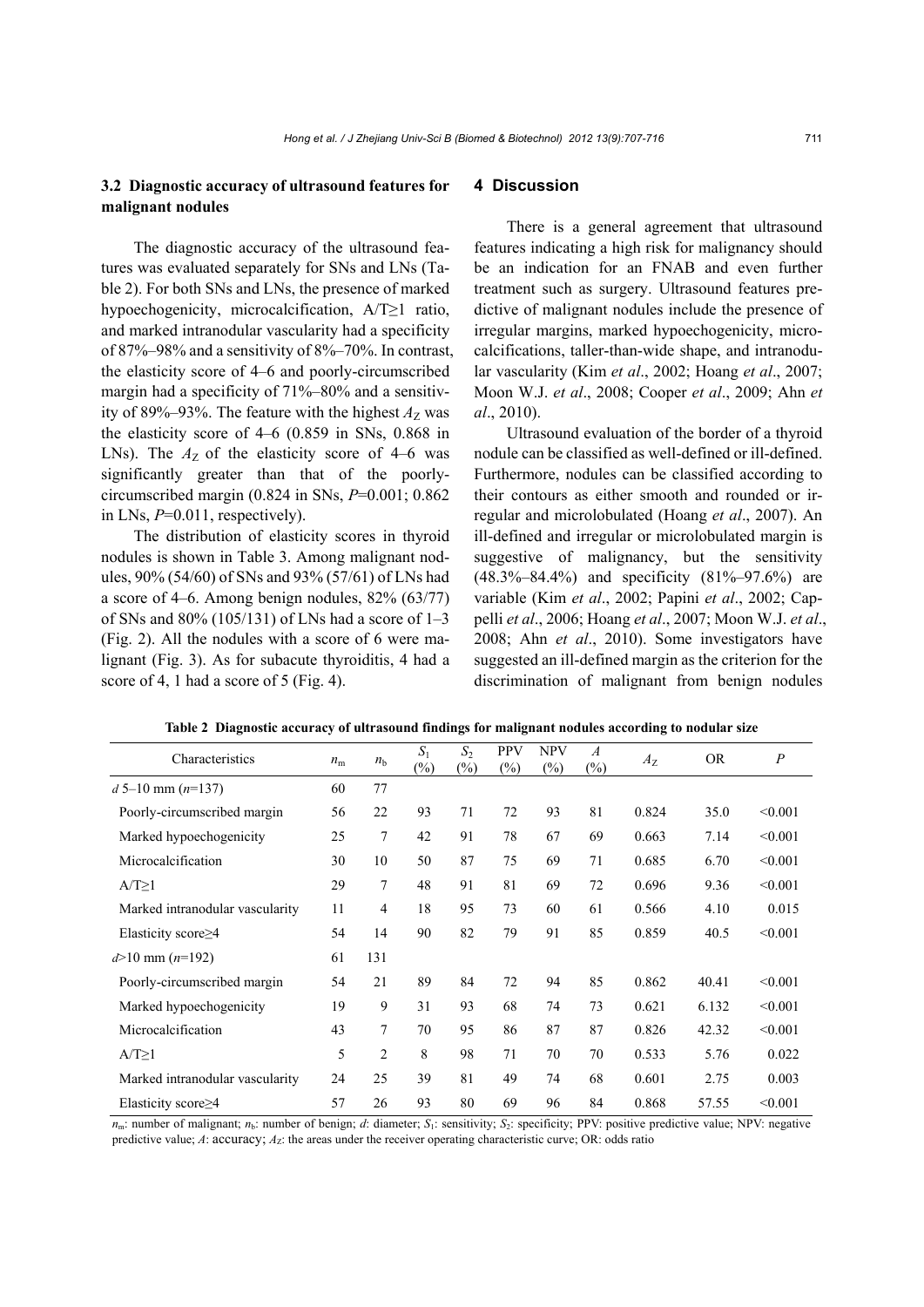### 3.2 Diagnostic accuracy of ultrasound features for malignant nodules

The diagnostic accuracy of the ultrasound features was evaluated separately for SNs and LNs (Table 2). For both SNs and LNs, the presence of marked hypoechogenicity, microcalcification, A/T≥1 ratio, and marked intranodular vascularity had a specificity of 87%–98% and a sensitivity of 8%–70%. In contrast, the elasticity score of 4–6 and poorly-circumscribed margin had a specificity of 71%–80% and a sensitivity of 89%–93%. The feature with the highest $A_Z$ was the elasticity score of 4–6 (0.859 in SNs, 0.868 in LNs). The $A_Z$ of the elasticity score of 4–6 was significantly greater than that of the poorly-circumscribed margin (0.824 in SNs, $P$=0.001; 0.862 in LNs, $P$=0.011, respectively).

The distribution of elasticity scores in thyroid nodules is shown in Table 3. Among malignant nodules, 90% (54/60) of SNs and 93% (57/61) of LNs had a score of 4–6. Among benign nodules, 82% (63/77) of SNs and 80% (105/131) of LNs had a score of 1–3 (Fig. 2). All the nodules with a score of 6 were malignant (Fig. 3). As for subacute thyroiditis, 4 had a score of 4, 1 had a score of 5 (Fig. 4).

## 4 Discussion

There is a general agreement that ultrasound features indicating a high risk for malignancy should be an indication for an FNAB and even further treatment such as surgery. Ultrasound features predictive of malignant nodules include the presence of irregular margins, marked hypoechogenicity, microcalcifications, taller-than-wide shape, and intranodular vascularity (Kim *et al*., 2002; Hoang *et al*., 2007; Moon W.J. *et al*., 2008; Cooper *et al*., 2009; Ahn *et al*., 2010).

Ultrasound evaluation of the border of a thyroid nodule can be classified as well-defined or ill-defined. Furthermore, nodules can be classified according to their contours as either smooth and rounded or irregular and microlobulated (Hoang *et al*., 2007). An ill-defined and irregular or microlobulated margin is suggestive of malignancy, but the sensitivity (48.3%–84.4%) and specificity (81%–97.6%) are variable (Kim *et al*., 2002; Papini *et al*., 2002; Cappelli *et al*., 2006; Hoang *et al*., 2007; Moon W.J. *et al*., 2008; Ahn *et al*., 2010). Some investigators have suggested an ill-defined margin as the criterion for the discrimination of malignant from benign nodules

**Table 2 Diagnostic accuracy of ultrasound findings for malignant nodules according to nodular size**

| Characteristics | $n_m$ | $n_b$ | $S_1$ (%) | $S_2$ (%) | PPV (%) | NPV (%) | $A$ (%) | $A_Z$ | OR | $P$ |
|---|---|---|---|---|---|---|---|---|---|---|
| $d$ 5–10 mm ($n$=137) | 60 | 77 | | | | | | | | |
| Poorly-circumscribed margin | 56 | 22 | 93 | 71 | 72 | 93 | 81 | 0.824 | 35.0 | <0.001 |
| Marked hypoechogenicity | 25 | 7 | 42 | 91 | 78 | 67 | 69 | 0.663 | 7.14 | <0.001 |
| Microcalcification | 30 | 10 | 50 | 87 | 75 | 69 | 71 | 0.685 | 6.70 | <0.001 |
| A/T≥1 | 29 | 7 | 48 | 91 | 81 | 69 | 72 | 0.696 | 9.36 | <0.001 |
| Marked intranodular vascularity | 11 | 4 | 18 | 95 | 73 | 60 | 61 | 0.566 | 4.10 | 0.015 |
| Elasticity score≥4 | 54 | 14 | 90 | 82 | 79 | 91 | 85 | 0.859 | 40.5 | <0.001 |
| $d$>10 mm ($n$=192) | 61 | 131 | | | | | | | | |
| Poorly-circumscribed margin | 54 | 21 | 89 | 84 | 72 | 94 | 85 | 0.862 | 40.41 | <0.001 |
| Marked hypoechogenicity | 19 | 9 | 31 | 93 | 68 | 74 | 73 | 0.621 | 6.132 | <0.001 |
| Microcalcification | 43 | 7 | 70 | 95 | 86 | 87 | 87 | 0.826 | 42.32 | <0.001 |
| A/T≥1 | 5 | 2 | 8 | 98 | 71 | 70 | 70 | 0.533 | 5.76 | 0.022 |
| Marked intranodular vascularity | 24 | 25 | 39 | 81 | 49 | 74 | 68 | 0.601 | 2.75 | 0.003 |
| Elasticity score≥4 | 57 | 26 | 93 | 80 | 69 | 96 | 84 | 0.868 | 57.55 | <0.001 |

$n_m$: number of malignant; $n_b$: number of benign; $d$: diameter; $S_1$: sensitivity; $S_2$: specificity; PPV: positive predictive value; NPV: negative predictive value; $A$: accuracy; $A_Z$: the areas under the receiver operating characteristic curve; OR: odds ratio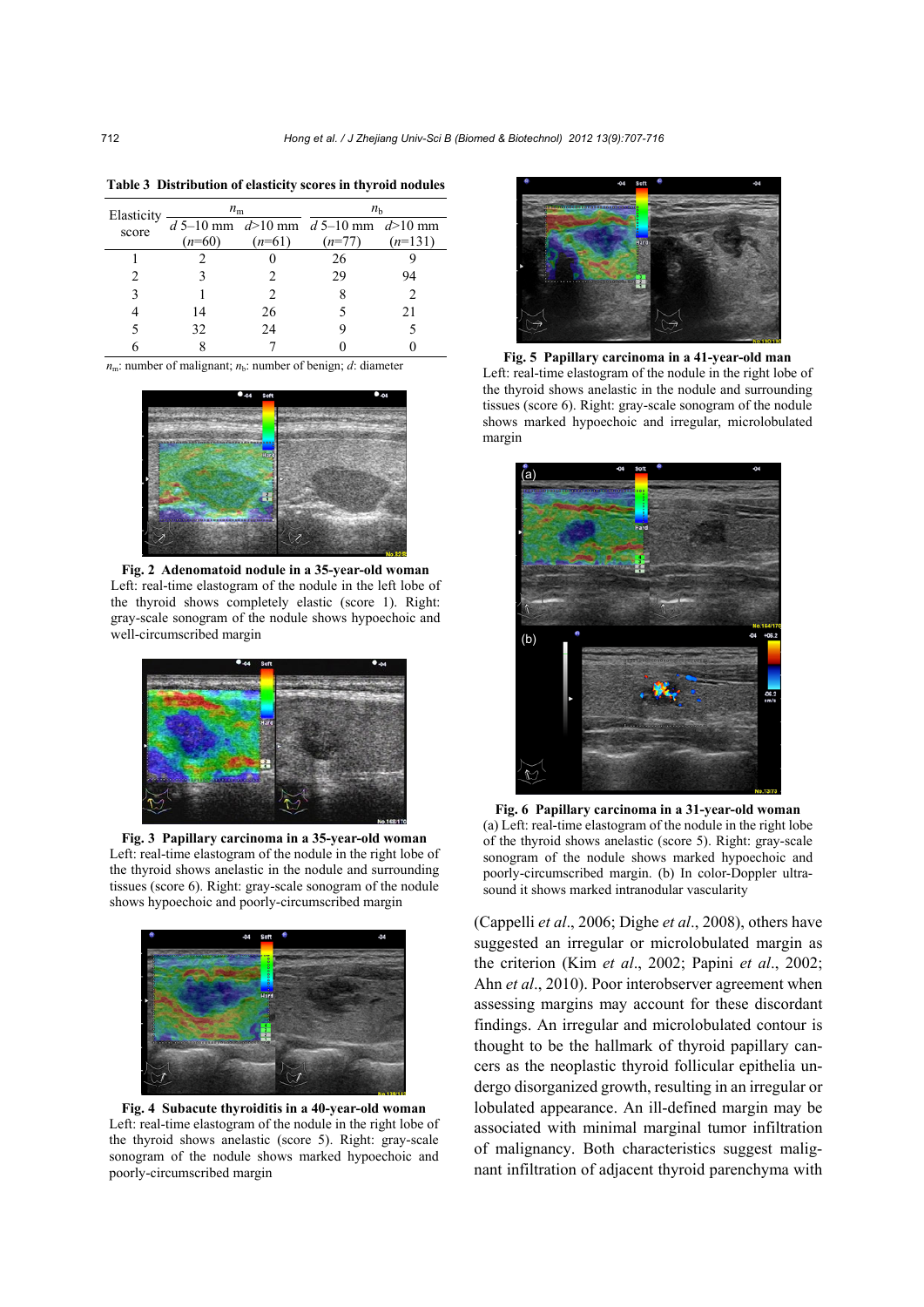**Table 3 Distribution of elasticity scores in thyroid nodules**

| Elasticity score | $n_m$ | | $n_b$ | |
|---|---|---|---|---|
| | *d* 5–10 mm (*n*=60) | *d*>10 mm (*n*=61) | *d* 5–10 mm (*n*=77) | *d*>10 mm (*n*=131) |
| 1 | 2 | 0 | 26 | 9 |
| 2 | 3 | 2 | 29 | 94 |
| 3 | 1 | 2 | 8 | 2 |
| 4 | 14 | 26 | 5 | 21 |
| 5 | 32 | 24 | 9 | 5 |
| 6 | 8 | 7 | 0 | 0 |

$n_m$: number of malignant; $n_b$: number of benign; *d*: diameter

**Fig. 2 Adenomatoid nodule in a 35-year-old woman**
Left: real-time elastogram of the nodule in the left lobe of the thyroid shows completely elastic (score 1). Right: gray-scale sonogram of the nodule shows hypoechoic and well-circumscribed margin

**Fig. 3 Papillary carcinoma in a 35-year-old woman**
Left: real-time elastogram of the nodule in the right lobe of the thyroid shows anelastic in the nodule and surrounding tissues (score 6). Right: gray-scale sonogram of the nodule shows hypoechoic and poorly-circumscribed margin

**Fig. 4 Subacute thyroiditis in a 40-year-old woman**
Left: real-time elastogram of the nodule in the right lobe of the thyroid shows anelastic (score 5). Right: gray-scale sonogram of the nodule shows marked hypoechoic and poorly-circumscribed margin

**Fig. 5 Papillary carcinoma in a 41-year-old man**
Left: real-time elastogram of the nodule in the right lobe of the thyroid shows anelastic in the nodule and surrounding tissues (score 6). Right: gray-scale sonogram of the nodule shows marked hypoechoic and irregular, microlobulated margin

**Fig. 6 Papillary carcinoma in a 31-year-old woman**
(a) Left: real-time elastogram of the nodule in the right lobe of the thyroid shows anelastic (score 5). Right: gray-scale sonogram of the nodule shows marked hypoechoic and poorly-circumscribed margin. (b) In color-Doppler ultrasound it shows marked intranodular vascularity

(Cappelli *et al*., 2006; Dighe *et al*., 2008), others have suggested an irregular or microlobulated margin as the criterion (Kim *et al*., 2002; Papini *et al*., 2002; Ahn *et al*., 2010). Poor interobserver agreement when assessing margins may account for these discordant findings. An irregular and microlobulated contour is thought to be the hallmark of thyroid papillary cancers as the neoplastic thyroid follicular epithelia undergo disorganized growth, resulting in an irregular or lobulated appearance. An ill-defined margin may be associated with minimal marginal tumor infiltration of malignancy. Both characteristics suggest malignant infiltration of adjacent thyroid parenchyma with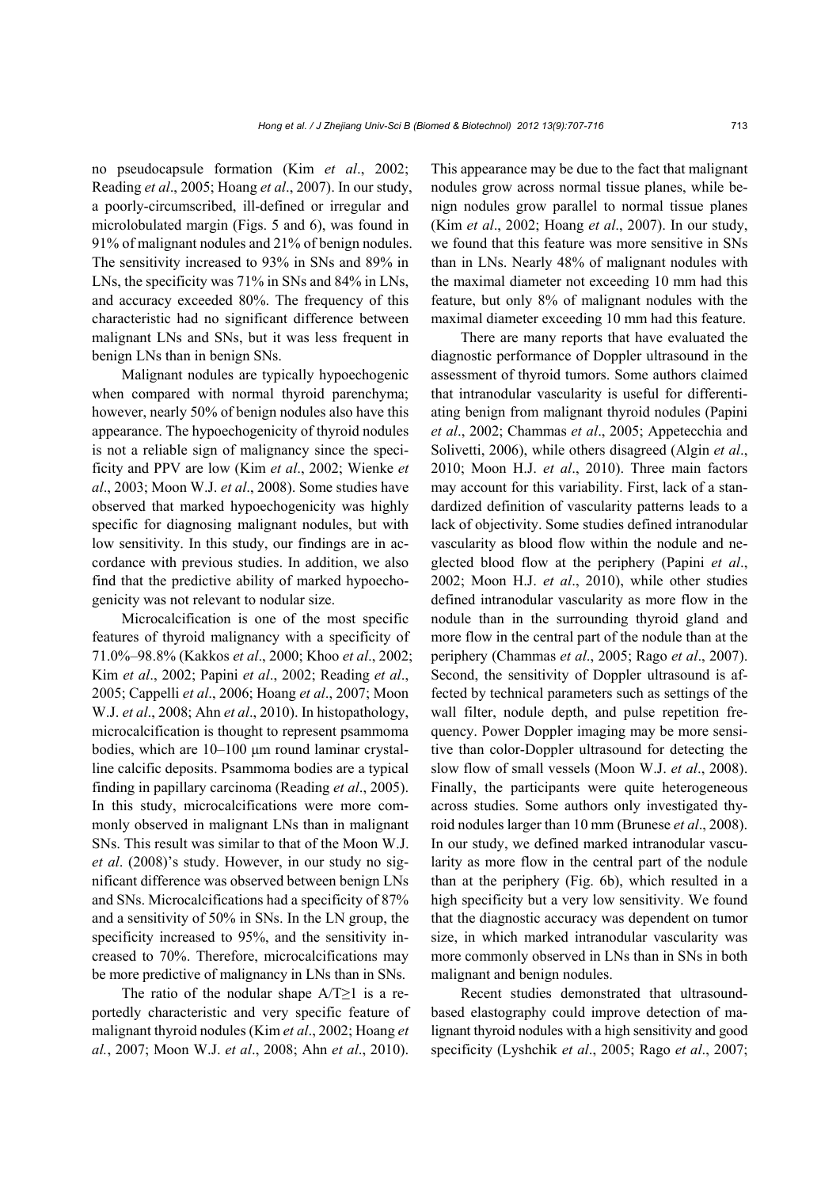no pseudocapsule formation (Kim *et al*., 2002; Reading *et al*., 2005; Hoang *et al*., 2007). In our study, a poorly-circumscribed, ill-defined or irregular and microlobulated margin (Figs. 5 and 6), was found in 91% of malignant nodules and 21% of benign nodules. The sensitivity increased to 93% in SNs and 89% in LNs, the specificity was 71% in SNs and 84% in LNs, and accuracy exceeded 80%. The frequency of this characteristic had no significant difference between malignant LNs and SNs, but it was less frequent in benign LNs than in benign SNs.

Malignant nodules are typically hypoechogenic when compared with normal thyroid parenchyma; however, nearly 50% of benign nodules also have this appearance. The hypoechogenicity of thyroid nodules is not a reliable sign of malignancy since the specificity and PPV are low (Kim *et al*., 2002; Wienke *et al*., 2003; Moon W.J. *et al*., 2008). Some studies have observed that marked hypoechogenicity was highly specific for diagnosing malignant nodules, but with low sensitivity. In this study, our findings are in accordance with previous studies. In addition, we also find that the predictive ability of marked hypoechogenicity was not relevant to nodular size.

Microcalcification is one of the most specific features of thyroid malignancy with a specificity of 71.0%–98.8% (Kakkos *et al*., 2000; Khoo *et al*., 2002; Kim *et al*., 2002; Papini *et al*., 2002; Reading *et al*., 2005; Cappelli *et al*., 2006; Hoang *et al*., 2007; Moon W.J. *et al*., 2008; Ahn *et al*., 2010). In histopathology, microcalcification is thought to represent psammoma bodies, which are 10–100 μm round laminar crystalline calcific deposits. Psammoma bodies are a typical finding in papillary carcinoma (Reading *et al*., 2005). In this study, microcalcifications were more commonly observed in malignant LNs than in malignant SNs. This result was similar to that of the Moon W.J. *et al*. (2008)'s study. However, in our study no significant difference was observed between benign LNs and SNs. Microcalcifications had a specificity of 87% and a sensitivity of 50% in SNs. In the LN group, the specificity increased to 95%, and the sensitivity increased to 70%. Therefore, microcalcifications may be more predictive of malignancy in LNs than in SNs.

The ratio of the nodular shape $A/T \geq 1$ is a reportedly characteristic and very specific feature of malignant thyroid nodules (Kim *et al*., 2002; Hoang *et al.*, 2007; Moon W.J. *et al*., 2008; Ahn *et al*., 2010). This appearance may be due to the fact that malignant nodules grow across normal tissue planes, while benign nodules grow parallel to normal tissue planes (Kim *et al*., 2002; Hoang *et al*., 2007). In our study, we found that this feature was more sensitive in SNs than in LNs. Nearly 48% of malignant nodules with the maximal diameter not exceeding 10 mm had this feature, but only 8% of malignant nodules with the maximal diameter exceeding 10 mm had this feature.

There are many reports that have evaluated the diagnostic performance of Doppler ultrasound in the assessment of thyroid tumors. Some authors claimed that intranodular vascularity is useful for differentiating benign from malignant thyroid nodules (Papini *et al*., 2002; Chammas *et al*., 2005; Appetecchia and Solivetti, 2006), while others disagreed (Algin *et al*., 2010; Moon H.J. *et al*., 2010). Three main factors may account for this variability. First, lack of a standardized definition of vascularity patterns leads to a lack of objectivity. Some studies defined intranodular vascularity as blood flow within the nodule and neglected blood flow at the periphery (Papini *et al*., 2002; Moon H.J. *et al*., 2010), while other studies defined intranodular vascularity as more flow in the nodule than in the surrounding thyroid gland and more flow in the central part of the nodule than at the periphery (Chammas *et al*., 2005; Rago *et al*., 2007). Second, the sensitivity of Doppler ultrasound is affected by technical parameters such as settings of the wall filter, nodule depth, and pulse repetition frequency. Power Doppler imaging may be more sensitive than color-Doppler ultrasound for detecting the slow flow of small vessels (Moon W.J. *et al*., 2008). Finally, the participants were quite heterogeneous across studies. Some authors only investigated thyroid nodules larger than 10 mm (Brunese *et al*., 2008). In our study, we defined marked intranodular vascularity as more flow in the central part of the nodule than at the periphery (Fig. 6b), which resulted in a high specificity but a very low sensitivity. We found that the diagnostic accuracy was dependent on tumor size, in which marked intranodular vascularity was more commonly observed in LNs than in SNs in both malignant and benign nodules.

Recent studies demonstrated that ultrasound-based elastography could improve detection of malignant thyroid nodules with a high sensitivity and good specificity (Lyshchik *et al*., 2005; Rago *et al*., 2007;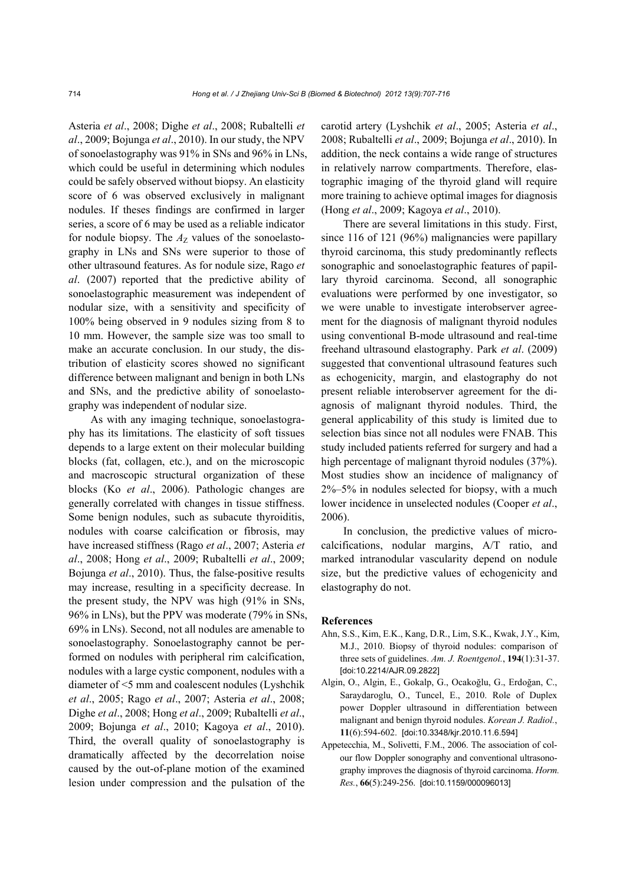Asteria *et al*., 2008; Dighe *et al*., 2008; Rubaltelli *et al*., 2009; Bojunga *et al*., 2010). In our study, the NPV of sonoelastography was 91% in SNs and 96% in LNs, which could be useful in determining which nodules could be safely observed without biopsy. An elasticity score of 6 was observed exclusively in malignant nodules. If theses findings are confirmed in larger series, a score of 6 may be used as a reliable indicator for nodule biopsy. The $A_Z$ values of the sonoelastography in LNs and SNs were superior to those of other ultrasound features. As for nodule size, Rago *et al*. (2007) reported that the predictive ability of sonoelastographic measurement was independent of nodular size, with a sensitivity and specificity of 100% being observed in 9 nodules sizing from 8 to 10 mm. However, the sample size was too small to make an accurate conclusion. In our study, the distribution of elasticity scores showed no significant difference between malignant and benign in both LNs and SNs, and the predictive ability of sonoelastography was independent of nodular size.

As with any imaging technique, sonoelastography has its limitations. The elasticity of soft tissues depends to a large extent on their molecular building blocks (fat, collagen, etc.), and on the microscopic and macroscopic structural organization of these blocks (Ko *et al*., 2006). Pathologic changes are generally correlated with changes in tissue stiffness. Some benign nodules, such as subacute thyroiditis, nodules with coarse calcification or fibrosis, may have increased stiffness (Rago *et al*., 2007; Asteria *et al*., 2008; Hong *et al*., 2009; Rubaltelli *et al*., 2009; Bojunga *et al*., 2010). Thus, the false-positive results may increase, resulting in a specificity decrease. In the present study, the NPV was high (91% in SNs, 96% in LNs), but the PPV was moderate (79% in SNs, 69% in LNs). Second, not all nodules are amenable to sonoelastography. Sonoelastography cannot be performed on nodules with peripheral rim calcification, nodules with a large cystic component, nodules with a diameter of <5 mm and coalescent nodules (Lyshchik *et al*., 2005; Rago *et al*., 2007; Asteria *et al*., 2008; Dighe *et al*., 2008; Hong *et al*., 2009; Rubaltelli *et al*., 2009; Bojunga *et al*., 2010; Kagoya *et al*., 2010). Third, the overall quality of sonoelastography is dramatically affected by the decorrelation noise caused by the out-of-plane motion of the examined lesion under compression and the pulsation of the carotid artery (Lyshchik *et al*., 2005; Asteria *et al*., 2008; Rubaltelli *et al*., 2009; Bojunga *et al*., 2010). In addition, the neck contains a wide range of structures in relatively narrow compartments. Therefore, elastographic imaging of the thyroid gland will require more training to achieve optimal images for diagnosis (Hong *et al*., 2009; Kagoya *et al*., 2010).

There are several limitations in this study. First, since 116 of 121 (96%) malignancies were papillary thyroid carcinoma, this study predominantly reflects sonographic and sonoelastographic features of papillary thyroid carcinoma. Second, all sonographic evaluations were performed by one investigator, so we were unable to investigate interobserver agreement for the diagnosis of malignant thyroid nodules using conventional B-mode ultrasound and real-time freehand ultrasound elastography. Park *et al*. (2009) suggested that conventional ultrasound features such as echogenicity, margin, and elastography do not present reliable interobserver agreement for the diagnosis of malignant thyroid nodules. Third, the general applicability of this study is limited due to selection bias since not all nodules were FNAB. This study included patients referred for surgery and had a high percentage of malignant thyroid nodules (37%). Most studies show an incidence of malignancy of 2%–5% in nodules selected for biopsy, with a much lower incidence in unselected nodules (Cooper *et al*., 2006).

In conclusion, the predictive values of microcalcifications, nodular margins, A/T ratio, and marked intranodular vascularity depend on nodule size, but the predictive values of echogenicity and elastography do not.

## References

Ahn, S.S., Kim, E.K., Kang, D.R., Lim, S.K., Kwak, J.Y., Kim, M.J., 2010. Biopsy of thyroid nodules: comparison of three sets of guidelines. *Am. J. Roentgenol.*, **194**(1):31-37. [doi:10.2214/AJR.09.2822]

Algin, O., Algin, E., Gokalp, G., Ocakoğlu, G., Erdoğan, C., Saraydaroglu, O., Tuncel, E., 2010. Role of Duplex power Doppler ultrasound in differentiation between malignant and benign thyroid nodules. *Korean J. Radiol.*, **11**(6):594-602. [doi:10.3348/kjr.2010.11.6.594]

Appetecchia, M., Solivetti, F.M., 2006. The association of colour flow Doppler sonography and conventional ultrasonography improves the diagnosis of thyroid carcinoma. *Horm. Res.*, **66**(5):249-256. [doi:10.1159/000096013]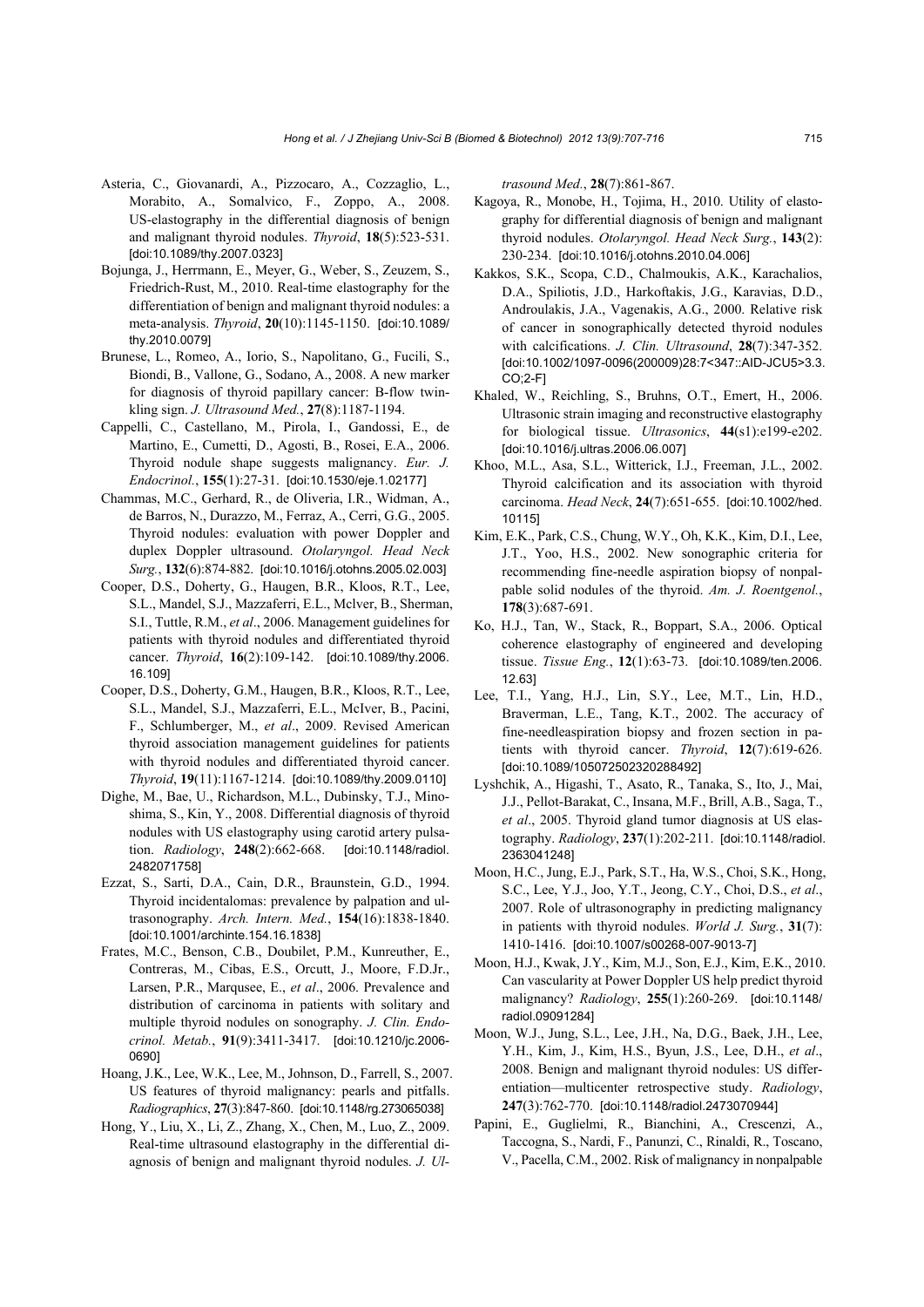Asteria, C., Giovanardi, A., Pizzocaro, A., Cozzaglio, L., Morabito, A., Somalvico, F., Zoppo, A., 2008. US-elastography in the differential diagnosis of benign and malignant thyroid nodules. *Thyroid*, **18**(5):523-531. [doi:10.1089/thy.2007.0323]

Bojunga, J., Herrmann, E., Meyer, G., Weber, S., Zeuzem, S., Friedrich-Rust, M., 2010. Real-time elastography for the differentiation of benign and malignant thyroid nodules: a meta-analysis. *Thyroid*, **20**(10):1145-1150. [doi:10.1089/thy.2010.0079]

Brunese, L., Romeo, A., Iorio, S., Napolitano, G., Fucili, S., Biondi, B., Vallone, G., Sodano, A., 2008. A new marker for diagnosis of thyroid papillary cancer: B-flow twinkling sign. *J. Ultrasound Med.*, **27**(8):1187-1194.

Cappelli, C., Castellano, M., Pirola, I., Gandossi, E., de Martino, E., Cumetti, D., Agosti, B., Rosei, E.A., 2006. Thyroid nodule shape suggests malignancy. *Eur. J. Endocrinol.*, **155**(1):27-31. [doi:10.1530/eje.1.02177]

Chammas, M.C., Gerhard, R., de Oliveria, I.R., Widman, A., de Barros, N., Durazzo, M., Ferraz, A., Cerri, G.G., 2005. Thyroid nodules: evaluation with power Doppler and duplex Doppler ultrasound. *Otolaryngol. Head Neck Surg.*, **132**(6):874-882. [doi:10.1016/j.otohns.2005.02.003]

Cooper, D.S., Doherty, G., Haugen, B.R., Kloos, R.T., Lee, S.L., Mandel, S.J., Mazzaferri, E.L., Mclver, B., Sherman, S.I., Tuttle, R.M., *et al*., 2006. Management guidelines for patients with thyroid nodules and differentiated thyroid cancer. *Thyroid*, **16**(2):109-142. [doi:10.1089/thy.2006.16.109]

Cooper, D.S., Doherty, G.M., Haugen, B.R., Kloos, R.T., Lee, S.L., Mandel, S.J., Mazzaferri, E.L., McIver, B., Pacini, F., Schlumberger, M., *et al*., 2009. Revised American thyroid association management guidelines for patients with thyroid nodules and differentiated thyroid cancer. *Thyroid*, **19**(11):1167-1214. [doi:10.1089/thy.2009.0110]

Dighe, M., Bae, U., Richardson, M.L., Dubinsky, T.J., Minoshima, S., Kin, Y., 2008. Differential diagnosis of thyroid nodules with US elastography using carotid artery pulsation. *Radiology*, **248**(2):662-668. [doi:10.1148/radiol.2482071758]

Ezzat, S., Sarti, D.A., Cain, D.R., Braunstein, G.D., 1994. Thyroid incidentalomas: prevalence by palpation and ultrasonography. *Arch. Intern. Med.*, **154**(16):1838-1840. [doi:10.1001/archinte.154.16.1838]

Frates, M.C., Benson, C.B., Doubilet, P.M., Kunreuther, E., Contreras, M., Cibas, E.S., Orcutt, J., Moore, F.D.Jr., Larsen, P.R., Marqusee, E., *et al*., 2006. Prevalence and distribution of carcinoma in patients with solitary and multiple thyroid nodules on sonography. *J. Clin. Endocrinol. Metab.*, **91**(9):3411-3417. [doi:10.1210/jc.2006-0690]

Hoang, J.K., Lee, W.K., Lee, M., Johnson, D., Farrell, S., 2007. US features of thyroid malignancy: pearls and pitfalls. *Radiographics*, **27**(3):847-860. [doi:10.1148/rg.273065038]

Hong, Y., Liu, X., Li, Z., Zhang, X., Chen, M., Luo, Z., 2009. Real-time ultrasound elastography in the differential diagnosis of benign and malignant thyroid nodules. *J. Ultrasound Med.*, **28**(7):861-867.

Kagoya, R., Monobe, H., Tojima, H., 2010. Utility of elastography for differential diagnosis of benign and malignant thyroid nodules. *Otolaryngol. Head Neck Surg.*, **143**(2):230-234. [doi:10.1016/j.otohns.2010.04.006]

Kakkos, S.K., Scopa, C.D., Chalmoukis, A.K., Karachalios, D.A., Spiliotis, J.D., Harkoftakis, J.G., Karavias, D.D., Androulakis, J.A., Vagenakis, A.G., 2000. Relative risk of cancer in sonographically detected thyroid nodules with calcifications. *J. Clin. Ultrasound*, **28**(7):347-352. [doi:10.1002/1097-0096(200009)28:7<347::AID-JCU5>3.3.CO;2-F]

Khaled, W., Reichling, S., Bruhns, O.T., Emert, H., 2006. Ultrasonic strain imaging and reconstructive elastography for biological tissue. *Ultrasonics*, **44**(s1):e199-e202. [doi:10.1016/j.ultras.2006.06.007]

Khoo, M.L., Asa, S.L., Witterick, I.J., Freeman, J.L., 2002. Thyroid calcification and its association with thyroid carcinoma. *Head Neck*, **24**(7):651-655. [doi:10.1002/hed.10115]

Kim, E.K., Park, C.S., Chung, W.Y., Oh, K.K., Kim, D.I., Lee, J.T., Yoo, H.S., 2002. New sonographic criteria for recommending fine-needle aspiration biopsy of nonpalpable solid nodules of the thyroid. *Am. J. Roentgenol.*, **178**(3):687-691.

Ko, H.J., Tan, W., Stack, R., Boppart, S.A., 2006. Optical coherence elastography of engineered and developing tissue. *Tissue Eng.*, **12**(1):63-73. [doi:10.1089/ten.2006.12.63]

Lee, T.I., Yang, H.J., Lin, S.Y., Lee, M.T., Lin, H.D., Braverman, L.E., Tang, K.T., 2002. The accuracy of fine-needleaspiration biopsy and frozen section in patients with thyroid cancer. *Thyroid*, **12**(7):619-626. [doi:10.1089/105072502320288492]

Lyshchik, A., Higashi, T., Asato, R., Tanaka, S., Ito, J., Mai, J.J., Pellot-Barakat, C., Insana, M.F., Brill, A.B., Saga, T., *et al*., 2005. Thyroid gland tumor diagnosis at US elastography. *Radiology*, **237**(1):202-211. [doi:10.1148/radiol.2363041248]

Moon, H.C., Jung, E.J., Park, S.T., Ha, W.S., Choi, S.K., Hong, S.C., Lee, Y.J., Joo, Y.T., Jeong, C.Y., Choi, D.S., *et al*., 2007. Role of ultrasonography in predicting malignancy in patients with thyroid nodules. *World J. Surg.*, **31**(7):1410-1416. [doi:10.1007/s00268-007-9013-7]

Moon, H.J., Kwak, J.Y., Kim, M.J., Son, E.J., Kim, E.K., 2010. Can vascularity at Power Doppler US help predict thyroid malignancy? *Radiology*, **255**(1):260-269. [doi:10.1148/radiol.09091284]

Moon, W.J., Jung, S.L., Lee, J.H., Na, D.G., Baek, J.H., Lee, Y.H., Kim, J., Kim, H.S., Byun, J.S., Lee, D.H., *et al*., 2008. Benign and malignant thyroid nodules: US differentiation—multicenter retrospective study. *Radiology*, **247**(3):762-770. [doi:10.1148/radiol.2473070944]

Papini, E., Guglielmi, R., Bianchini, A., Crescenzi, A., Taccogna, S., Nardi, F., Panunzi, C., Rinaldi, R., Toscano, V., Pacella, C.M., 2002. Risk of malignancy in nonpalpable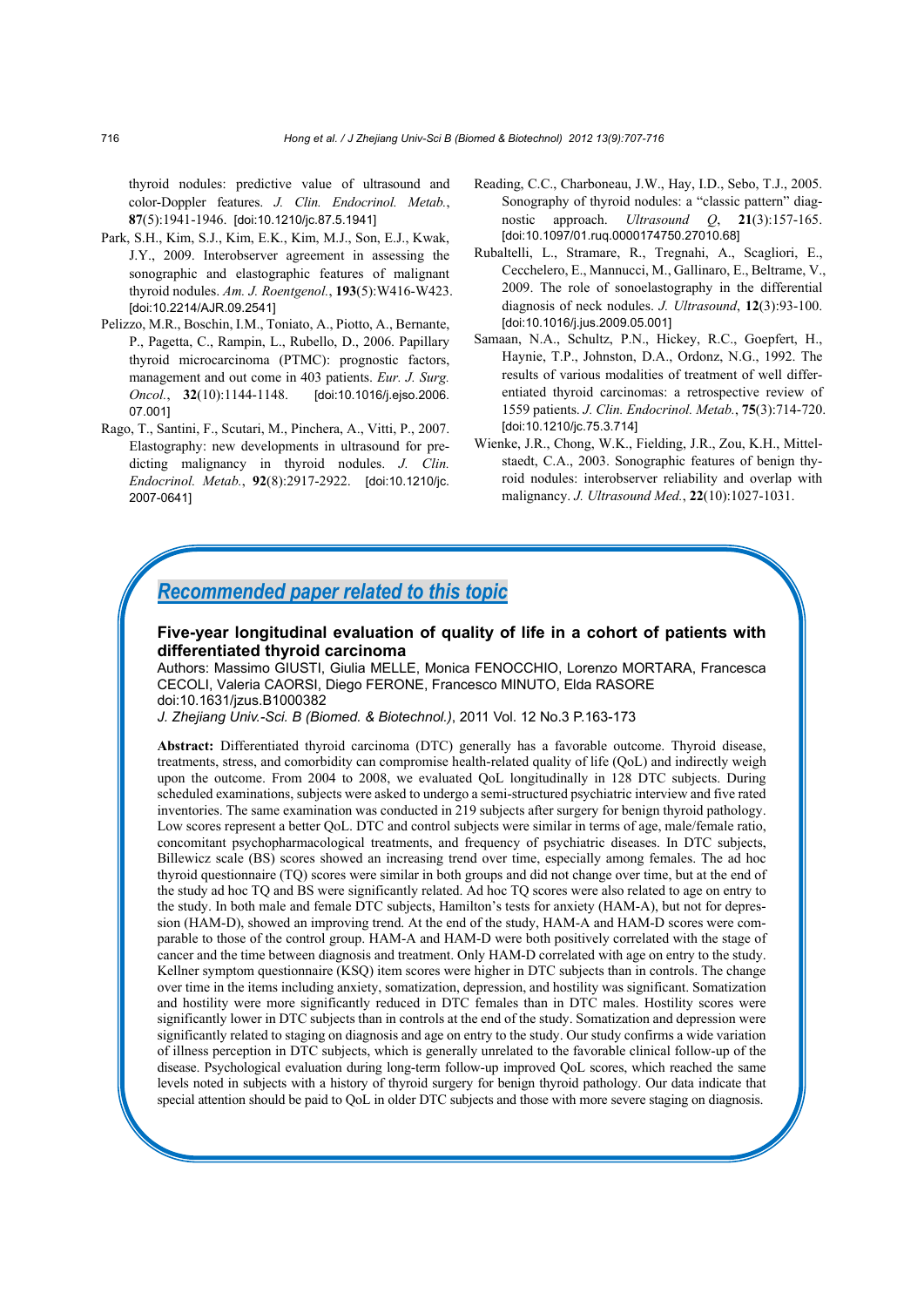thyroid nodules: predictive value of ultrasound and color-Doppler features. *J. Clin. Endocrinol. Metab.*, **87**(5):1941-1946. [doi:10.1210/jc.87.5.1941]

Park, S.H., Kim, S.J., Kim, E.K., Kim, M.J., Son, E.J., Kwak, J.Y., 2009. Interobserver agreement in assessing the sonographic and elastographic features of malignant thyroid nodules. *Am. J. Roentgenol.*, **193**(5):W416-W423. [doi:10.2214/AJR.09.2541]

Pelizzo, M.R., Boschin, I.M., Toniato, A., Piotto, A., Bernante, P., Pagetta, C., Rampin, L., Rubello, D., 2006. Papillary thyroid microcarcinoma (PTMC): prognostic factors, management and out come in 403 patients. *Eur. J. Surg. Oncol.*, **32**(10):1144-1148. [doi:10.1016/j.ejso.2006.07.001]

Rago, T., Santini, F., Scutari, M., Pinchera, A., Vitti, P., 2007. Elastography: new developments in ultrasound for predicting malignancy in thyroid nodules. *J. Clin. Endocrinol. Metab.*, **92**(8):2917-2922. [doi:10.1210/jc.2007-0641]

Reading, C.C., Charboneau, J.W., Hay, I.D., Sebo, T.J., 2005. Sonography of thyroid nodules: a "classic pattern" diagnostic approach. *Ultrasound Q*, **21**(3):157-165. [doi:10.1097/01.ruq.0000174750.27010.68]

Rubaltelli, L., Stramare, R., Tregnahi, A., Scagliori, E., Cecchelero, E., Mannucci, M., Gallinaro, E., Beltrame, V., 2009. The role of sonoelastography in the differential diagnosis of neck nodules. *J. Ultrasound*, **12**(3):93-100. [doi:10.1016/j.jus.2009.05.001]

Samaan, N.A., Schultz, P.N., Hickey, R.C., Goepfert, H., Haynie, T.P., Johnston, D.A., Ordonz, N.G., 1992. The results of various modalities of treatment of well differentiated thyroid carcinomas: a retrospective review of 1559 patients. *J. Clin. Endocrinol. Metab.*, **75**(3):714-720. [doi:10.1210/jc.75.3.714]

Wienke, J.R., Chong, W.K., Fielding, J.R., Zou, K.H., Mittelstaedt, C.A., 2003. Sonographic features of benign thyroid nodules: interobserver reliability and overlap with malignancy. *J. Ultrasound Med.*, **22**(10):1027-1031.

## *Recommended paper related to this topic*

### Five-year longitudinal evaluation of quality of life in a cohort of patients with differentiated thyroid carcinoma

Authors: Massimo GIUSTI, Giulia MELLE, Monica FENOCCHIO, Lorenzo MORTARA, Francesca CECOLI, Valeria CAORSI, Diego FERONE, Francesco MINUTO, Elda RASORE

doi:10.1631/jzus.B1000382

*J. Zhejiang Univ.-Sci. B (Biomed. & Biotechnol.)*, 2011 Vol. 12 No.3 P.163-173

**Abstract:** Differentiated thyroid carcinoma (DTC) generally has a favorable outcome. Thyroid disease, treatments, stress, and comorbidity can compromise health-related quality of life (QoL) and indirectly weigh upon the outcome. From 2004 to 2008, we evaluated QoL longitudinally in 128 DTC subjects. During scheduled examinations, subjects were asked to undergo a semi-structured psychiatric interview and five rated inventories. The same examination was conducted in 219 subjects after surgery for benign thyroid pathology. Low scores represent a better QoL. DTC and control subjects were similar in terms of age, male/female ratio, concomitant psychopharmacological treatments, and frequency of psychiatric diseases. In DTC subjects, Billewicz scale (BS) scores showed an increasing trend over time, especially among females. The ad hoc thyroid questionnaire (TQ) scores were similar in both groups and did not change over time, but at the end of the study ad hoc TQ and BS were significantly related. Ad hoc TQ scores were also related to age on entry to the study. In both male and female DTC subjects, Hamilton's tests for anxiety (HAM-A), but not for depression (HAM-D), showed an improving trend. At the end of the study, HAM-A and HAM-D scores were comparable to those of the control group. HAM-A and HAM-D were both positively correlated with the stage of cancer and the time between diagnosis and treatment. Only HAM-D correlated with age on entry to the study. Kellner symptom questionnaire (KSQ) item scores were higher in DTC subjects than in controls. The change over time in the items including anxiety, somatization, depression, and hostility was significant. Somatization and hostility were more significantly reduced in DTC females than in DTC males. Hostility scores were significantly lower in DTC subjects than in controls at the end of the study. Somatization and depression were significantly related to staging on diagnosis and age on entry to the study. Our study confirms a wide variation of illness perception in DTC subjects, which is generally unrelated to the favorable clinical follow-up of the disease. Psychological evaluation during long-term follow-up improved QoL scores, which reached the same levels noted in subjects with a history of thyroid surgery for benign thyroid pathology. Our data indicate that special attention should be paid to QoL in older DTC subjects and those with more severe staging on diagnosis.